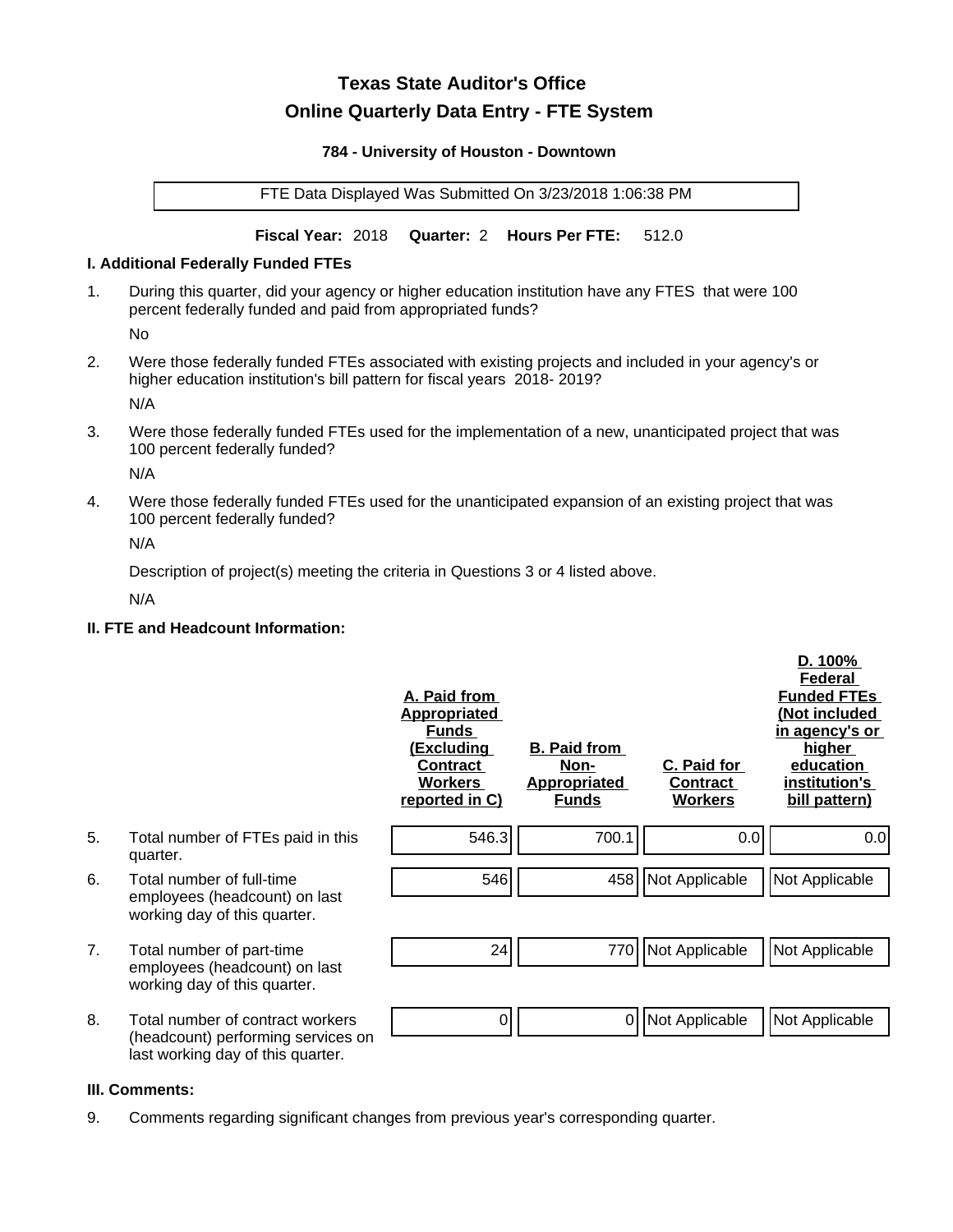# Texas State Auditor's Office

## Online Quarterly Data Entry - FTE System

**784 - University of Houston - Downtown**

FTE Data Displayed Was Submitted On 3/23/2018 1:06:38 PM

**Fiscal Year:** 2018 **Quarter:** 2 **Hours Per FTE:** 512.0

### I. Additional Federally Funded FTEs

1. During this quarter, did your agency or higher education institution have any FTES that were 100 percent federally funded and paid from appropriated funds?

   No

2. Were those federally funded FTEs associated with existing projects and included in your agency's or higher education institution's bill pattern for fiscal years 2018- 2019?

   N/A

3. Were those federally funded FTEs used for the implementation of a new, unanticipated project that was 100 percent federally funded?

   N/A

4. Were those federally funded FTEs used for the unanticipated expansion of an existing project that was 100 percent federally funded?

   N/A

   Description of project(s) meeting the criteria in Questions 3 or 4 listed above.

   N/A

### II. FTE and Headcount Information:

| | | A. Paid from Appropriated Funds (Excluding Contract Workers reported in C) | B. Paid from Non-Appropriated Funds | C. Paid for Contract Workers | D. 100% Federal Funded FTEs (Not included in agency's or higher education institution's bill pattern) |
|---|---|---|---|---|---|
| 5. | Total number of FTEs paid in this quarter. | 546.3 | 700.1 | 0.0 | 0.0 |
| 6. | Total number of full-time employees (headcount) on last working day of this quarter. | 546 | 458 | Not Applicable | Not Applicable |
| 7. | Total number of part-time employees (headcount) on last working day of this quarter. | 24 | 770 | Not Applicable | Not Applicable |
| 8. | Total number of contract workers (headcount) performing services on last working day of this quarter. | 0 | 0 | Not Applicable | Not Applicable |

### III. Comments:

9. Comments regarding significant changes from previous year's corresponding quarter.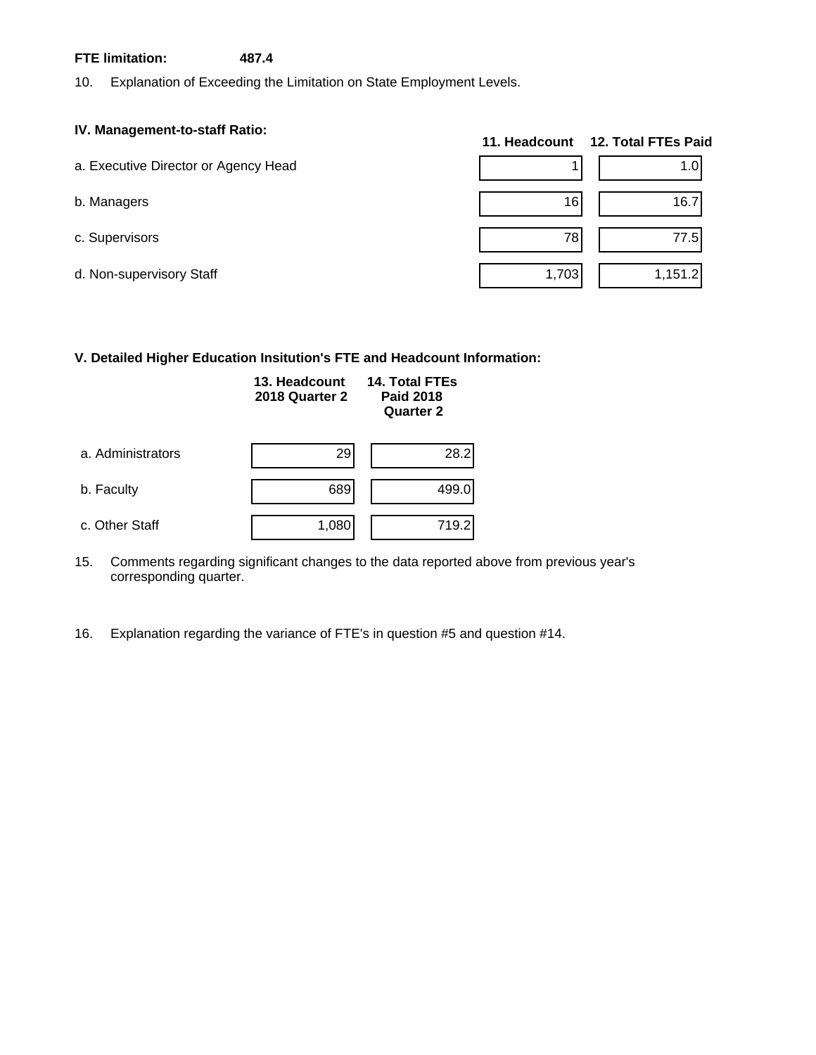**FTE limitation:** **487.4**

10. Explanation of Exceeding the Limitation on State Employment Levels.

**IV. Management-to-staff Ratio:**

| | 11. Headcount | 12. Total FTEs Paid |
|---|---|---|
| a. Executive Director or Agency Head | 1 | 1.0 |
| b. Managers | 16 | 16.7 |
| c. Supervisors | 78 | 77.5 |
| d. Non-supervisory Staff | 1,703 | 1,151.2 |

**V. Detailed Higher Education Insitution's FTE and Headcount Information:**

| | 13. Headcount 2018 Quarter 2 | 14. Total FTEs Paid 2018 Quarter 2 |
|---|---|---|
| a. Administrators | 29 | 28.2 |
| b. Faculty | 689 | 499.0 |
| c. Other Staff | 1,080 | 719.2 |

15. Comments regarding significant changes to the data reported above from previous year's corresponding quarter.

16. Explanation regarding the variance of FTE's in question #5 and question #14.